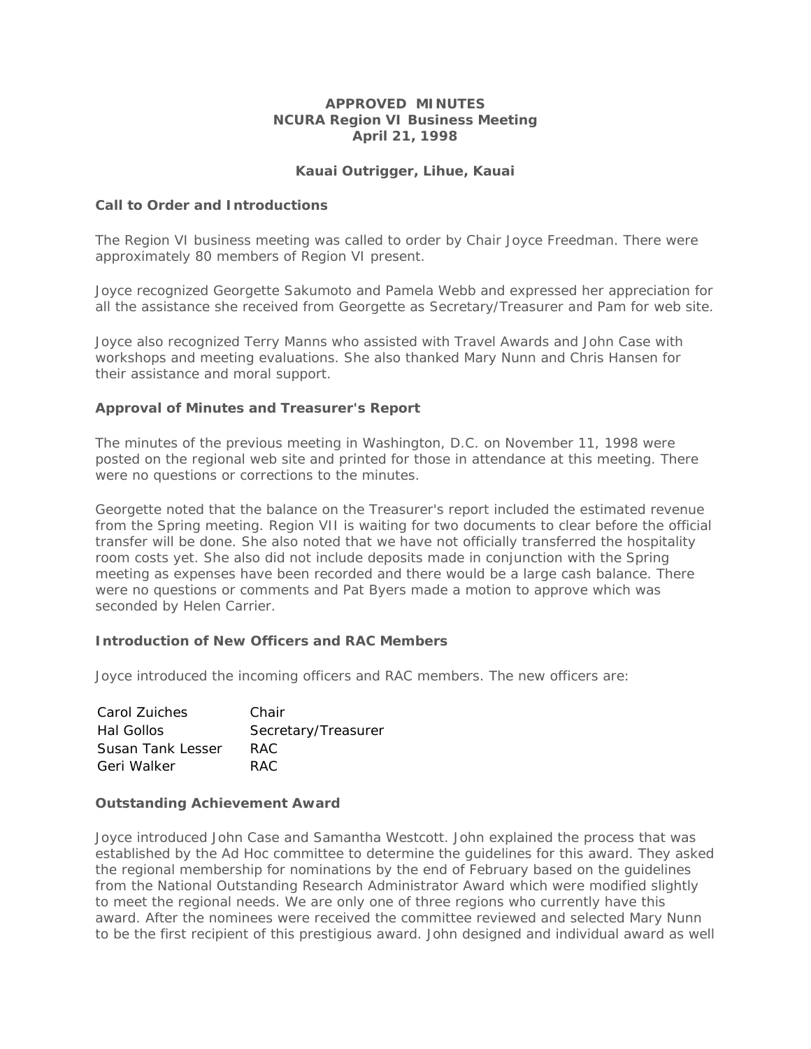# APPROVED MINUTES
## NCURA Region VI Business Meeting
## April 21, 1998

### Kauai Outrigger, Lihue, Kauai

### Call to Order and Introductions

The Region VI business meeting was called to order by Chair Joyce Freedman. There were approximately 80 members of Region VI present.

Joyce recognized Georgette Sakumoto and Pamela Webb and expressed her appreciation for all the assistance she received from Georgette as Secretary/Treasurer and Pam for web site.

Joyce also recognized Terry Manns who assisted with Travel Awards and John Case with workshops and meeting evaluations. She also thanked Mary Nunn and Chris Hansen for their assistance and moral support.

### Approval of Minutes and Treasurer's Report

The minutes of the previous meeting in Washington, D.C. on November 11, 1998 were posted on the regional web site and printed for those in attendance at this meeting. There were no questions or corrections to the minutes.

Georgette noted that the balance on the Treasurer's report included the estimated revenue from the Spring meeting. Region VII is waiting for two documents to clear before the official transfer will be done. She also noted that we have not officially transferred the hospitality room costs yet. She also did not include deposits made in conjunction with the Spring meeting as expenses have been recorded and there would be a large cash balance. There were no questions or comments and Pat Byers made a motion to approve which was seconded by Helen Carrier.

### Introduction of New Officers and RAC Members

Joyce introduced the incoming officers and RAC members. The new officers are:

| | |
|---|---|
| Carol Zuiches | Chair |
| Hal Gollos | Secretary/Treasurer |
| Susan Tank Lesser | RAC |
| Geri Walker | RAC |

### Outstanding Achievement Award

Joyce introduced John Case and Samantha Westcott. John explained the process that was established by the Ad Hoc committee to determine the guidelines for this award. They asked the regional membership for nominations by the end of February based on the guidelines from the National Outstanding Research Administrator Award which were modified slightly to meet the regional needs. We are only one of three regions who currently have this award. After the nominees were received the committee reviewed and selected Mary Nunn to be the first recipient of this prestigious award. John designed and individual award as well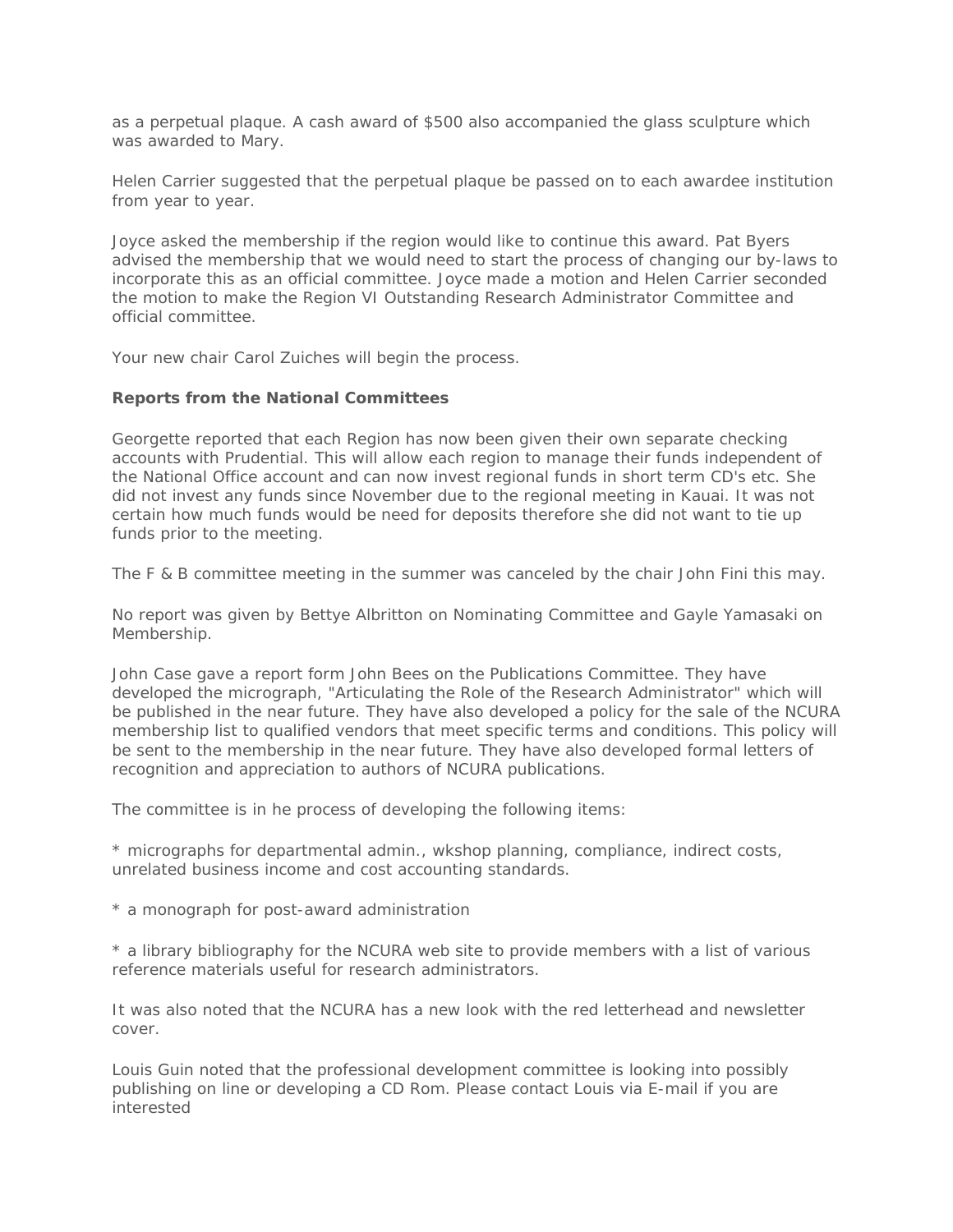as a perpetual plaque. A cash award of $500 also accompanied the glass sculpture which was awarded to Mary.

Helen Carrier suggested that the perpetual plaque be passed on to each awardee institution from year to year.

Joyce asked the membership if the region would like to continue this award. Pat Byers advised the membership that we would need to start the process of changing our by-laws to incorporate this as an official committee. Joyce made a motion and Helen Carrier seconded the motion to make the Region VI Outstanding Research Administrator Committee and official committee.

Your new chair Carol Zuiches will begin the process.

**Reports from the National Committees**

Georgette reported that each Region has now been given their own separate checking accounts with Prudential. This will allow each region to manage their funds independent of the National Office account and can now invest regional funds in short term CD's etc. She did not invest any funds since November due to the regional meeting in Kauai. It was not certain how much funds would be need for deposits therefore she did not want to tie up funds prior to the meeting.

The F & B committee meeting in the summer was canceled by the chair John Fini this may.

No report was given by Bettye Albritton on Nominating Committee and Gayle Yamasaki on Membership.

John Case gave a report form John Bees on the Publications Committee. They have developed the micrograph, "Articulating the Role of the Research Administrator" which will be published in the near future. They have also developed a policy for the sale of the NCURA membership list to qualified vendors that meet specific terms and conditions. This policy will be sent to the membership in the near future. They have also developed formal letters of recognition and appreciation to authors of NCURA publications.

The committee is in he process of developing the following items:

* micrographs for departmental admin., wkshop planning, compliance, indirect costs, unrelated business income and cost accounting standards.

* a monograph for post-award administration

* a library bibliography for the NCURA web site to provide members with a list of various reference materials useful for research administrators.

It was also noted that the NCURA has a new look with the red letterhead and newsletter cover.

Louis Guin noted that the professional development committee is looking into possibly publishing on line or developing a CD Rom. Please contact Louis via E-mail if you are interested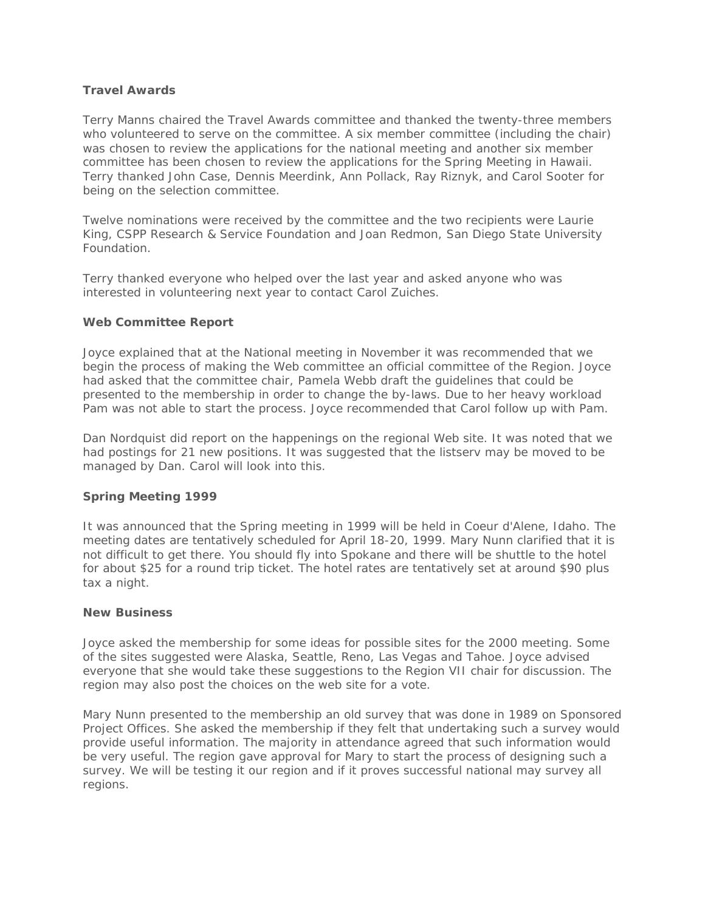**Travel Awards**

Terry Manns chaired the Travel Awards committee and thanked the twenty-three members who volunteered to serve on the committee. A six member committee (including the chair) was chosen to review the applications for the national meeting and another six member committee has been chosen to review the applications for the Spring Meeting in Hawaii. Terry thanked John Case, Dennis Meerdink, Ann Pollack, Ray Riznyk, and Carol Sooter for being on the selection committee.

Twelve nominations were received by the committee and the two recipients were Laurie King, CSPP Research & Service Foundation and Joan Redmon, San Diego State University Foundation.

Terry thanked everyone who helped over the last year and asked anyone who was interested in volunteering next year to contact Carol Zuiches.

**Web Committee Report**

Joyce explained that at the National meeting in November it was recommended that we begin the process of making the Web committee an official committee of the Region. Joyce had asked that the committee chair, Pamela Webb draft the guidelines that could be presented to the membership in order to change the by-laws. Due to her heavy workload Pam was not able to start the process. Joyce recommended that Carol follow up with Pam.

Dan Nordquist did report on the happenings on the regional Web site. It was noted that we had postings for 21 new positions. It was suggested that the listserv may be moved to be managed by Dan. Carol will look into this.

**Spring Meeting 1999**

It was announced that the Spring meeting in 1999 will be held in Coeur d'Alene, Idaho. The meeting dates are tentatively scheduled for April 18-20, 1999. Mary Nunn clarified that it is not difficult to get there. You should fly into Spokane and there will be shuttle to the hotel for about $25 for a round trip ticket. The hotel rates are tentatively set at around $90 plus tax a night.

**New Business**

Joyce asked the membership for some ideas for possible sites for the 2000 meeting. Some of the sites suggested were Alaska, Seattle, Reno, Las Vegas and Tahoe. Joyce advised everyone that she would take these suggestions to the Region VII chair for discussion. The region may also post the choices on the web site for a vote.

Mary Nunn presented to the membership an old survey that was done in 1989 on Sponsored Project Offices. She asked the membership if they felt that undertaking such a survey would provide useful information. The majority in attendance agreed that such information would be very useful. The region gave approval for Mary to start the process of designing such a survey. We will be testing it our region and if it proves successful national may survey all regions.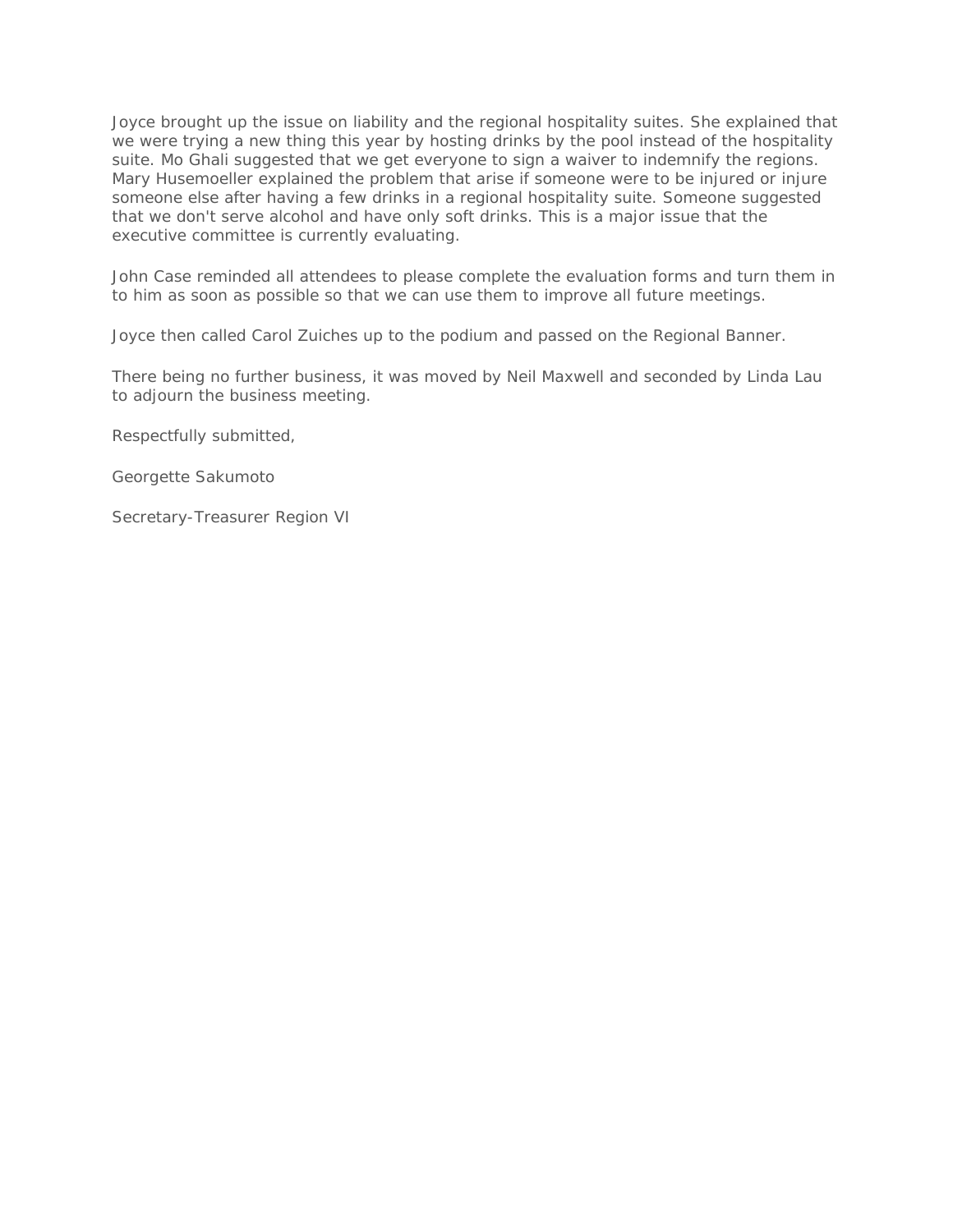Joyce brought up the issue on liability and the regional hospitality suites. She explained that we were trying a new thing this year by hosting drinks by the pool instead of the hospitality suite. Mo Ghali suggested that we get everyone to sign a waiver to indemnify the regions. Mary Husemoeller explained the problem that arise if someone were to be injured or injure someone else after having a few drinks in a regional hospitality suite. Someone suggested that we don't serve alcohol and have only soft drinks. This is a major issue that the executive committee is currently evaluating.

John Case reminded all attendees to please complete the evaluation forms and turn them in to him as soon as possible so that we can use them to improve all future meetings.

Joyce then called Carol Zuiches up to the podium and passed on the Regional Banner.

There being no further business, it was moved by Neil Maxwell and seconded by Linda Lau to adjourn the business meeting.

Respectfully submitted,

Georgette Sakumoto

Secretary-Treasurer Region VI